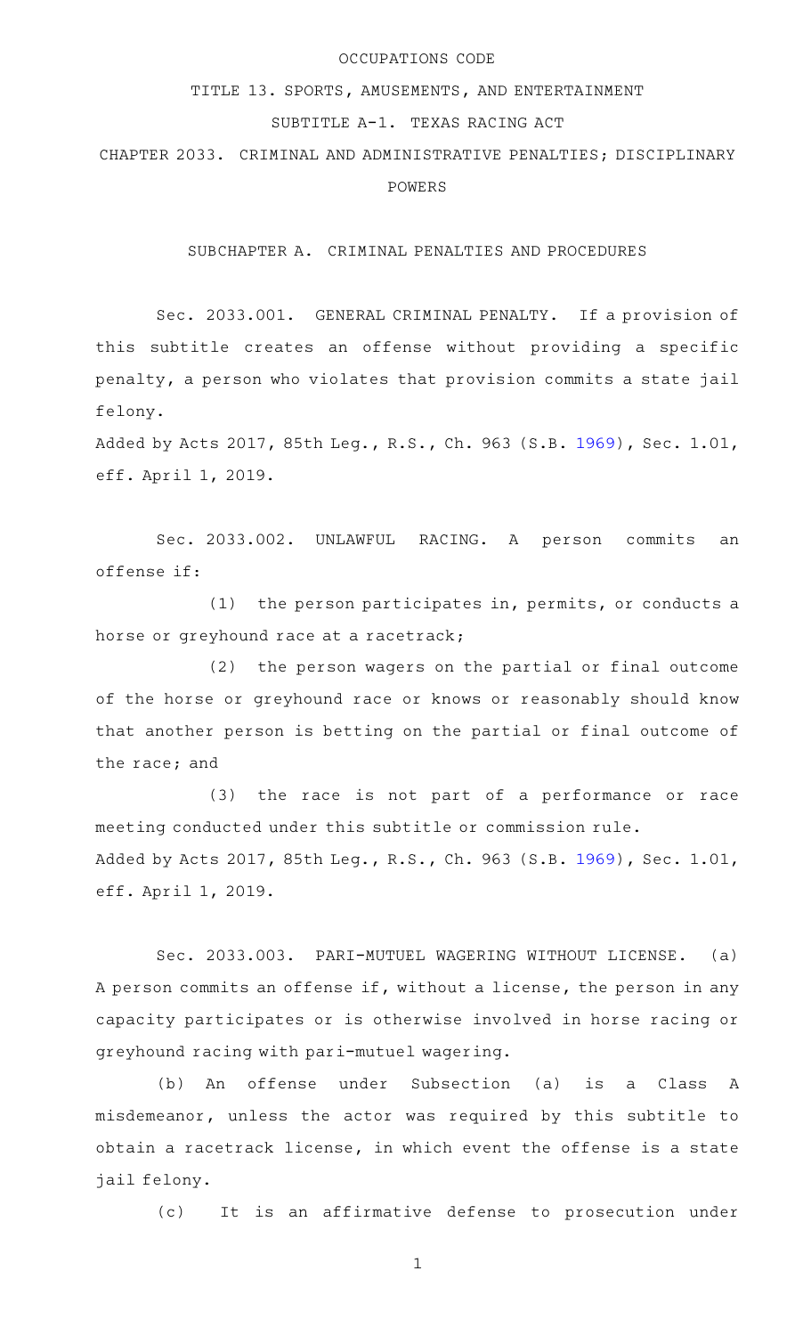OCCUPATIONS CODE

TITLE 13. SPORTS, AMUSEMENTS, AND ENTERTAINMENT

SUBTITLE A-1. TEXAS RACING ACT

CHAPTER 2033. CRIMINAL AND ADMINISTRATIVE PENALTIES; DISCIPLINARY POWERS

SUBCHAPTER A. CRIMINAL PENALTIES AND PROCEDURES

Sec. 2033.001. GENERAL CRIMINAL PENALTY. If a provision of this subtitle creates an offense without providing a specific penalty, a person who violates that provision commits a state jail felony.

Added by Acts 2017, 85th Leg., R.S., Ch. 963 (S.B. 1969), Sec. 1.01, eff. April 1, 2019.

Sec. 2033.002. UNLAWFUL RACING. A person commits an offense if:

(1) the person participates in, permits, or conducts a horse or greyhound race at a racetrack;

(2) the person wagers on the partial or final outcome of the horse or greyhound race or knows or reasonably should know that another person is betting on the partial or final outcome of the race; and

(3) the race is not part of a performance or race meeting conducted under this subtitle or commission rule.

Added by Acts 2017, 85th Leg., R.S., Ch. 963 (S.B. 1969), Sec. 1.01, eff. April 1, 2019.

Sec. 2033.003. PARI-MUTUEL WAGERING WITHOUT LICENSE. (a) A person commits an offense if, without a license, the person in any capacity participates or is otherwise involved in horse racing or greyhound racing with pari-mutuel wagering.

(b) An offense under Subsection (a) is a Class A misdemeanor, unless the actor was required by this subtitle to obtain a racetrack license, in which event the offense is a state jail felony.

(c) It is an affirmative defense to prosecution under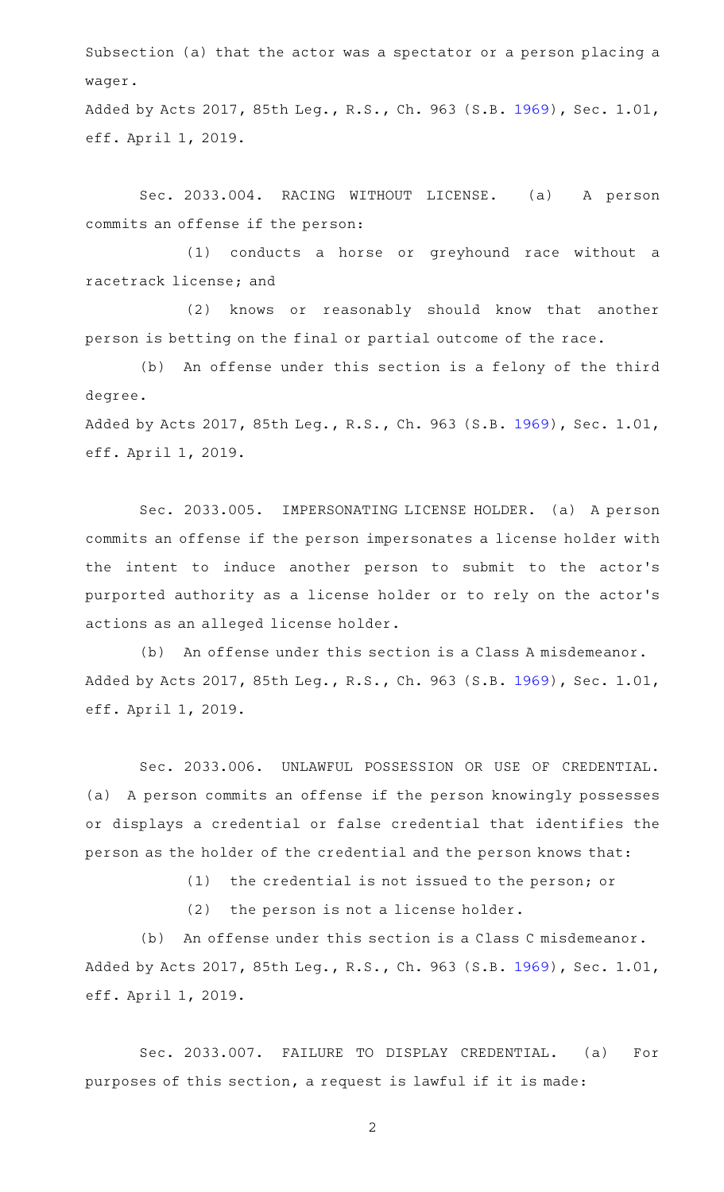Subsection (a) that the actor was a spectator or a person placing a wager.

Added by Acts 2017, 85th Leg., R.S., Ch. 963 (S.B. 1969), Sec. 1.01, eff. April 1, 2019.

Sec. 2033.004. RACING WITHOUT LICENSE. (a) A person commits an offense if the person:

(1) conducts a horse or greyhound race without a racetrack license; and

(2) knows or reasonably should know that another person is betting on the final or partial outcome of the race.

(b) An offense under this section is a felony of the third degree.

Added by Acts 2017, 85th Leg., R.S., Ch. 963 (S.B. 1969), Sec. 1.01, eff. April 1, 2019.

Sec. 2033.005. IMPERSONATING LICENSE HOLDER. (a) A person commits an offense if the person impersonates a license holder with the intent to induce another person to submit to the actor's purported authority as a license holder or to rely on the actor's actions as an alleged license holder.

(b) An offense under this section is a Class A misdemeanor.

Added by Acts 2017, 85th Leg., R.S., Ch. 963 (S.B. 1969), Sec. 1.01, eff. April 1, 2019.

Sec. 2033.006. UNLAWFUL POSSESSION OR USE OF CREDENTIAL. (a) A person commits an offense if the person knowingly possesses or displays a credential or false credential that identifies the person as the holder of the credential and the person knows that:

(1) the credential is not issued to the person; or

(2) the person is not a license holder.

(b) An offense under this section is a Class C misdemeanor.

Added by Acts 2017, 85th Leg., R.S., Ch. 963 (S.B. 1969), Sec. 1.01, eff. April 1, 2019.

Sec. 2033.007. FAILURE TO DISPLAY CREDENTIAL. (a) For purposes of this section, a request is lawful if it is made: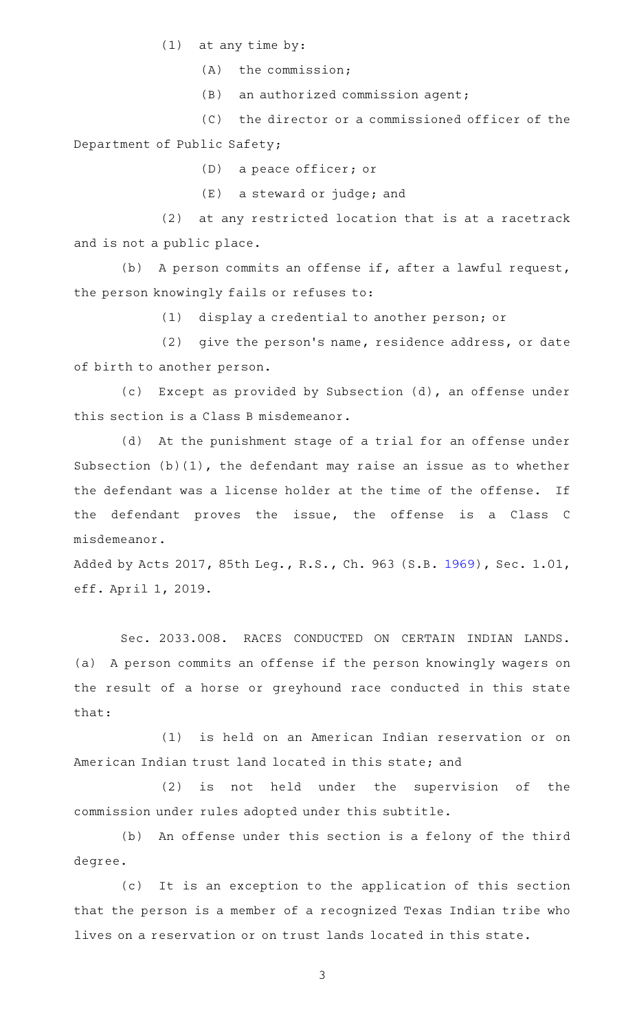(1) at any time by:

(A) the commission;

(B) an authorized commission agent;

(C) the director or a commissioned officer of the Department of Public Safety;

(D) a peace officer; or

(E) a steward or judge; and

(2) at any restricted location that is at a racetrack and is not a public place.

(b) A person commits an offense if, after a lawful request, the person knowingly fails or refuses to:

(1) display a credential to another person; or

(2) give the person's name, residence address, or date of birth to another person.

(c) Except as provided by Subsection (d), an offense under this section is a Class B misdemeanor.

(d) At the punishment stage of a trial for an offense under Subsection (b)(1), the defendant may raise an issue as to whether the defendant was a license holder at the time of the offense. If the defendant proves the issue, the offense is a Class C misdemeanor.

Added by Acts 2017, 85th Leg., R.S., Ch. 963 (S.B. 1969), Sec. 1.01, eff. April 1, 2019.

Sec. 2033.008. RACES CONDUCTED ON CERTAIN INDIAN LANDS. (a) A person commits an offense if the person knowingly wagers on the result of a horse or greyhound race conducted in this state that:

(1) is held on an American Indian reservation or on American Indian trust land located in this state; and

(2) is not held under the supervision of the commission under rules adopted under this subtitle.

(b) An offense under this section is a felony of the third degree.

(c) It is an exception to the application of this section that the person is a member of a recognized Texas Indian tribe who lives on a reservation or on trust lands located in this state.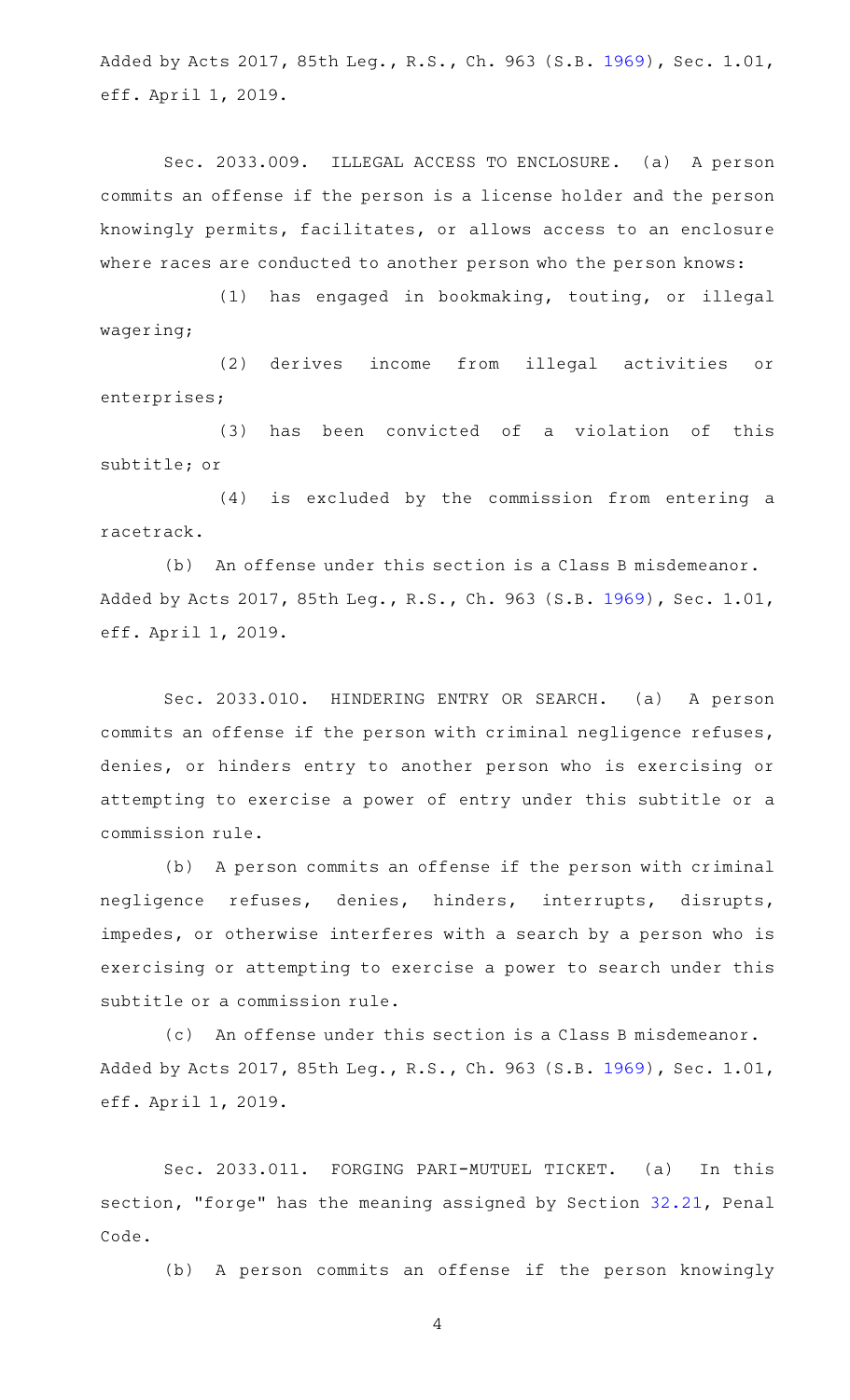Added by Acts 2017, 85th Leg., R.S., Ch. 963 (S.B. 1969), Sec. 1.01, eff. April 1, 2019.

Sec. 2033.009. ILLEGAL ACCESS TO ENCLOSURE. (a) A person commits an offense if the person is a license holder and the person knowingly permits, facilitates, or allows access to an enclosure where races are conducted to another person who the person knows:

(1) has engaged in bookmaking, touting, or illegal wagering;

(2) derives income from illegal activities or enterprises;

(3) has been convicted of a violation of this subtitle; or

(4) is excluded by the commission from entering a racetrack.

(b) An offense under this section is a Class B misdemeanor.

Added by Acts 2017, 85th Leg., R.S., Ch. 963 (S.B. 1969), Sec. 1.01, eff. April 1, 2019.

Sec. 2033.010. HINDERING ENTRY OR SEARCH. (a) A person commits an offense if the person with criminal negligence refuses, denies, or hinders entry to another person who is exercising or attempting to exercise a power of entry under this subtitle or a commission rule.

(b) A person commits an offense if the person with criminal negligence refuses, denies, hinders, interrupts, disrupts, impedes, or otherwise interferes with a search by a person who is exercising or attempting to exercise a power to search under this subtitle or a commission rule.

(c) An offense under this section is a Class B misdemeanor.

Added by Acts 2017, 85th Leg., R.S., Ch. 963 (S.B. 1969), Sec. 1.01, eff. April 1, 2019.

Sec. 2033.011. FORGING PARI-MUTUEL TICKET. (a) In this section, "forge" has the meaning assigned by Section 32.21, Penal Code.

(b) A person commits an offense if the person knowingly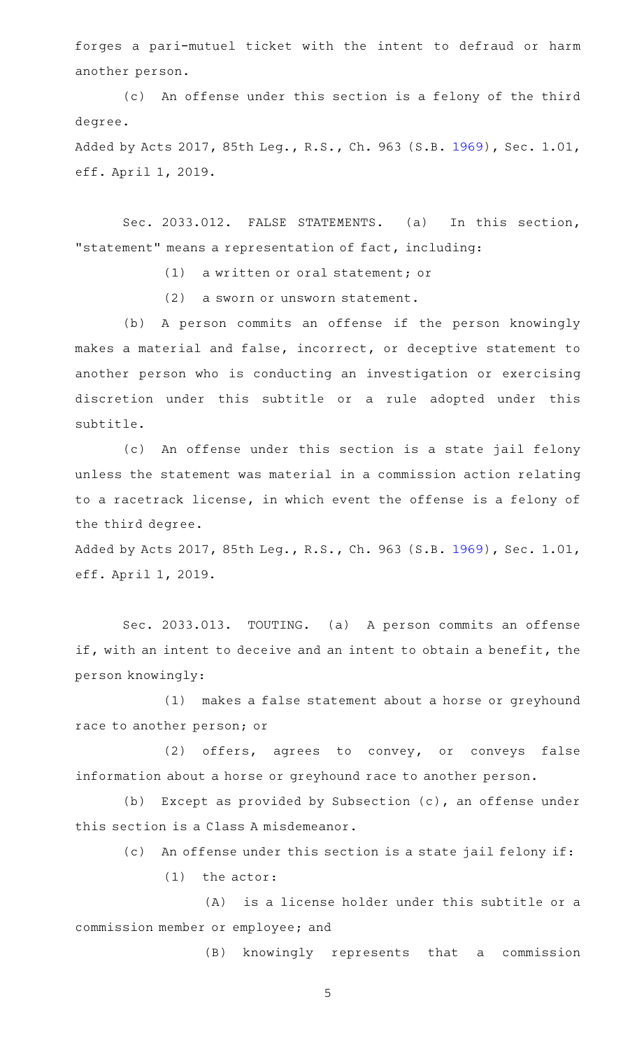forges a pari-mutuel ticket with the intent to defraud or harm another person.

(c) An offense under this section is a felony of the third degree.

Added by Acts 2017, 85th Leg., R.S., Ch. 963 (S.B. 1969), Sec. 1.01, eff. April 1, 2019.

Sec. 2033.012. FALSE STATEMENTS. (a) In this section, "statement" means a representation of fact, including:

(1) a written or oral statement; or

(2) a sworn or unsworn statement.

(b) A person commits an offense if the person knowingly makes a material and false, incorrect, or deceptive statement to another person who is conducting an investigation or exercising discretion under this subtitle or a rule adopted under this subtitle.

(c) An offense under this section is a state jail felony unless the statement was material in a commission action relating to a racetrack license, in which event the offense is a felony of the third degree.

Added by Acts 2017, 85th Leg., R.S., Ch. 963 (S.B. 1969), Sec. 1.01, eff. April 1, 2019.

Sec. 2033.013. TOUTING. (a) A person commits an offense if, with an intent to deceive and an intent to obtain a benefit, the person knowingly:

(1) makes a false statement about a horse or greyhound race to another person; or

(2) offers, agrees to convey, or conveys false information about a horse or greyhound race to another person.

(b) Except as provided by Subsection (c), an offense under this section is a Class A misdemeanor.

(c) An offense under this section is a state jail felony if:

(1) the actor:

(A) is a license holder under this subtitle or a commission member or employee; and

(B) knowingly represents that a commission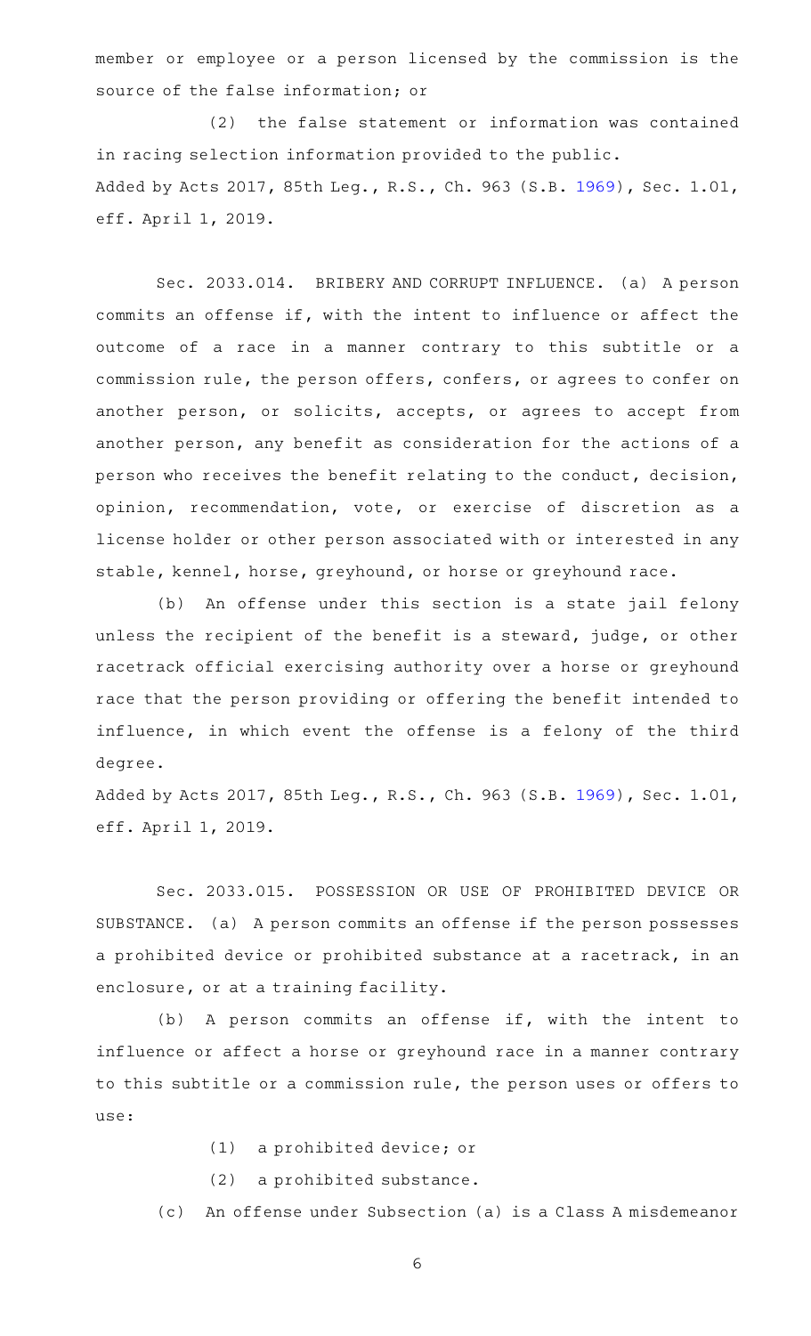member or employee or a person licensed by the commission is the source of the false information; or

(2) the false statement or information was contained in racing selection information provided to the public.

Added by Acts 2017, 85th Leg., R.S., Ch. 963 (S.B. 1969), Sec. 1.01, eff. April 1, 2019.

Sec. 2033.014. BRIBERY AND CORRUPT INFLUENCE. (a) A person commits an offense if, with the intent to influence or affect the outcome of a race in a manner contrary to this subtitle or a commission rule, the person offers, confers, or agrees to confer on another person, or solicits, accepts, or agrees to accept from another person, any benefit as consideration for the actions of a person who receives the benefit relating to the conduct, decision, opinion, recommendation, vote, or exercise of discretion as a license holder or other person associated with or interested in any stable, kennel, horse, greyhound, or horse or greyhound race.

(b) An offense under this section is a state jail felony unless the recipient of the benefit is a steward, judge, or other racetrack official exercising authority over a horse or greyhound race that the person providing or offering the benefit intended to influence, in which event the offense is a felony of the third degree.

Added by Acts 2017, 85th Leg., R.S., Ch. 963 (S.B. 1969), Sec. 1.01, eff. April 1, 2019.

Sec. 2033.015. POSSESSION OR USE OF PROHIBITED DEVICE OR SUBSTANCE. (a) A person commits an offense if the person possesses a prohibited device or prohibited substance at a racetrack, in an enclosure, or at a training facility.

(b) A person commits an offense if, with the intent to influence or affect a horse or greyhound race in a manner contrary to this subtitle or a commission rule, the person uses or offers to use:

(1) a prohibited device; or

(2) a prohibited substance.

(c) An offense under Subsection (a) is a Class A misdemeanor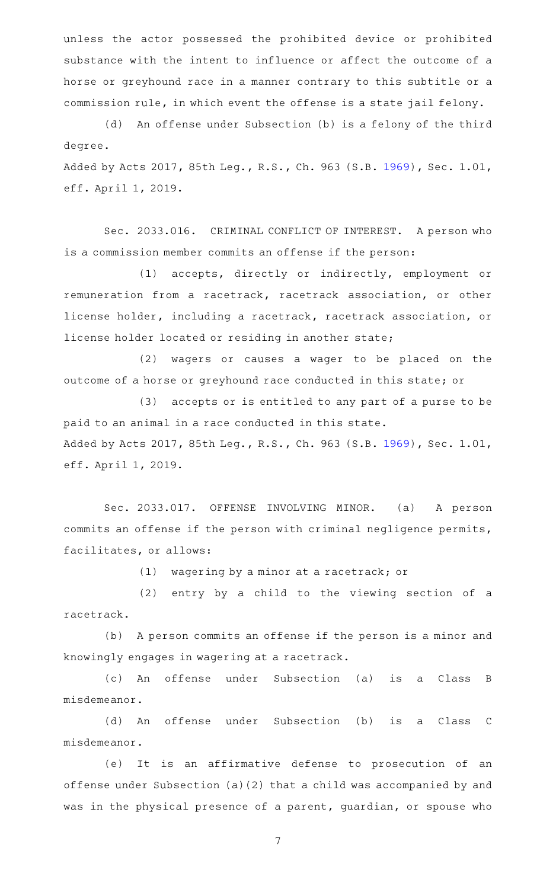unless the actor possessed the prohibited device or prohibited substance with the intent to influence or affect the outcome of a horse or greyhound race in a manner contrary to this subtitle or a commission rule, in which event the offense is a state jail felony.

(d) An offense under Subsection (b) is a felony of the third degree.

Added by Acts 2017, 85th Leg., R.S., Ch. 963 (S.B. 1969), Sec. 1.01, eff. April 1, 2019.

Sec. 2033.016. CRIMINAL CONFLICT OF INTEREST. A person who is a commission member commits an offense if the person:

(1) accepts, directly or indirectly, employment or remuneration from a racetrack, racetrack association, or other license holder, including a racetrack, racetrack association, or license holder located or residing in another state;

(2) wagers or causes a wager to be placed on the outcome of a horse or greyhound race conducted in this state; or

(3) accepts or is entitled to any part of a purse to be paid to an animal in a race conducted in this state.

Added by Acts 2017, 85th Leg., R.S., Ch. 963 (S.B. 1969), Sec. 1.01, eff. April 1, 2019.

Sec. 2033.017. OFFENSE INVOLVING MINOR. (a) A person commits an offense if the person with criminal negligence permits, facilitates, or allows:

(1) wagering by a minor at a racetrack; or

(2) entry by a child to the viewing section of a racetrack.

(b) A person commits an offense if the person is a minor and knowingly engages in wagering at a racetrack.

(c) An offense under Subsection (a) is a Class B misdemeanor.

(d) An offense under Subsection (b) is a Class C misdemeanor.

(e) It is an affirmative defense to prosecution of an offense under Subsection (a)(2) that a child was accompanied by and was in the physical presence of a parent, guardian, or spouse who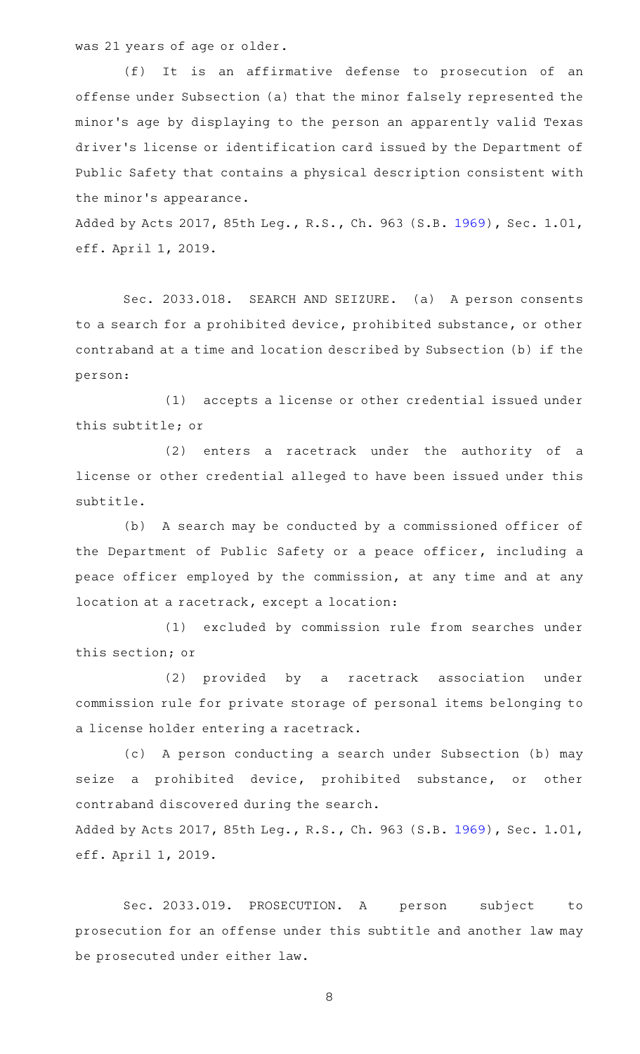was 21 years of age or older.

(f) It is an affirmative defense to prosecution of an offense under Subsection (a) that the minor falsely represented the minor's age by displaying to the person an apparently valid Texas driver's license or identification card issued by the Department of Public Safety that contains a physical description consistent with the minor's appearance.

Added by Acts 2017, 85th Leg., R.S., Ch. 963 (S.B. 1969), Sec. 1.01, eff. April 1, 2019.

Sec. 2033.018. SEARCH AND SEIZURE. (a) A person consents to a search for a prohibited device, prohibited substance, or other contraband at a time and location described by Subsection (b) if the person:

(1) accepts a license or other credential issued under this subtitle; or

(2) enters a racetrack under the authority of a license or other credential alleged to have been issued under this subtitle.

(b) A search may be conducted by a commissioned officer of the Department of Public Safety or a peace officer, including a peace officer employed by the commission, at any time and at any location at a racetrack, except a location:

(1) excluded by commission rule from searches under this section; or

(2) provided by a racetrack association under commission rule for private storage of personal items belonging to a license holder entering a racetrack.

(c) A person conducting a search under Subsection (b) may seize a prohibited device, prohibited substance, or other contraband discovered during the search.

Added by Acts 2017, 85th Leg., R.S., Ch. 963 (S.B. 1969), Sec. 1.01, eff. April 1, 2019.

Sec. 2033.019. PROSECUTION. A person subject to prosecution for an offense under this subtitle and another law may be prosecuted under either law.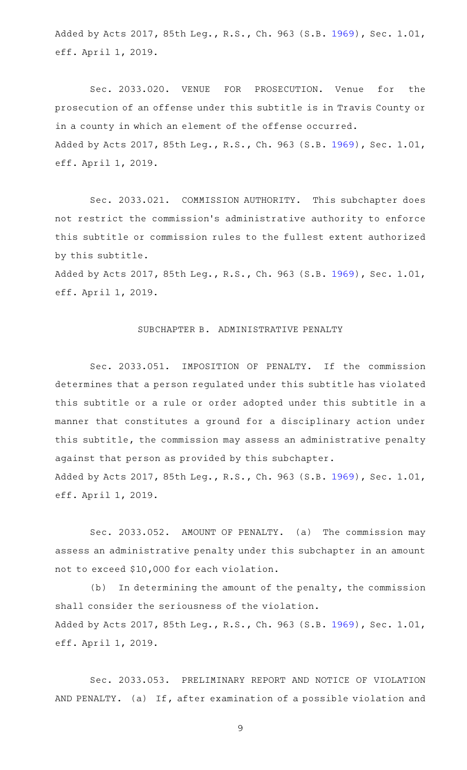Added by Acts 2017, 85th Leg., R.S., Ch. 963 (S.B. 1969), Sec. 1.01, eff. April 1, 2019.

Sec. 2033.020. VENUE FOR PROSECUTION. Venue for the prosecution of an offense under this subtitle is in Travis County or in a county in which an element of the offense occurred.
Added by Acts 2017, 85th Leg., R.S., Ch. 963 (S.B. 1969), Sec. 1.01, eff. April 1, 2019.

Sec. 2033.021. COMMISSION AUTHORITY. This subchapter does not restrict the commission's administrative authority to enforce this subtitle or commission rules to the fullest extent authorized by this subtitle.
Added by Acts 2017, 85th Leg., R.S., Ch. 963 (S.B. 1969), Sec. 1.01, eff. April 1, 2019.

SUBCHAPTER B. ADMINISTRATIVE PENALTY

Sec. 2033.051. IMPOSITION OF PENALTY. If the commission determines that a person regulated under this subtitle has violated this subtitle or a rule or order adopted under this subtitle in a manner that constitutes a ground for a disciplinary action under this subtitle, the commission may assess an administrative penalty against that person as provided by this subchapter.
Added by Acts 2017, 85th Leg., R.S., Ch. 963 (S.B. 1969), Sec. 1.01, eff. April 1, 2019.

Sec. 2033.052. AMOUNT OF PENALTY. (a) The commission may assess an administrative penalty under this subchapter in an amount not to exceed $10,000 for each violation.

(b) In determining the amount of the penalty, the commission shall consider the seriousness of the violation.
Added by Acts 2017, 85th Leg., R.S., Ch. 963 (S.B. 1969), Sec. 1.01, eff. April 1, 2019.

Sec. 2033.053. PRELIMINARY REPORT AND NOTICE OF VIOLATION AND PENALTY. (a) If, after examination of a possible violation and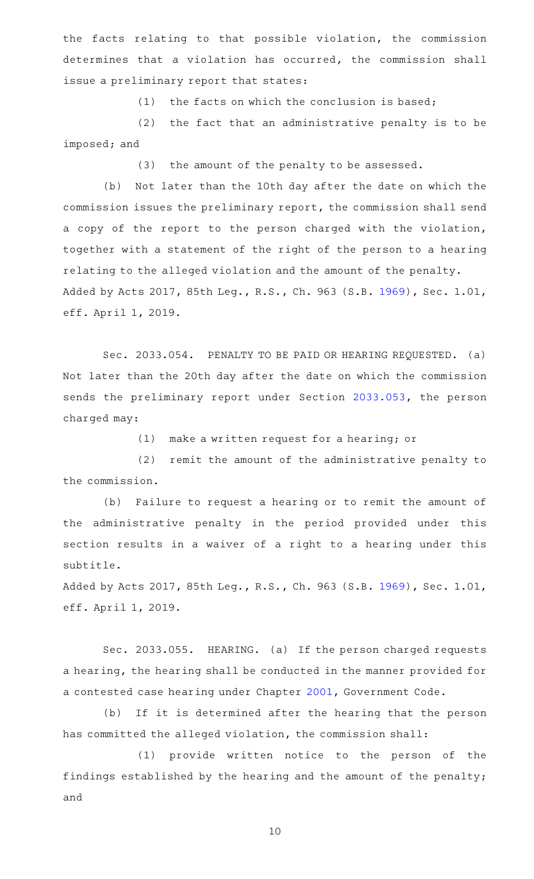the facts relating to that possible violation, the commission determines that a violation has occurred, the commission shall issue a preliminary report that states:

(1) the facts on which the conclusion is based;

(2) the fact that an administrative penalty is to be imposed; and

(3) the amount of the penalty to be assessed.

(b) Not later than the 10th day after the date on which the commission issues the preliminary report, the commission shall send a copy of the report to the person charged with the violation, together with a statement of the right of the person to a hearing relating to the alleged violation and the amount of the penalty.

Added by Acts 2017, 85th Leg., R.S., Ch. 963 (S.B. 1969), Sec. 1.01, eff. April 1, 2019.

Sec. 2033.054. PENALTY TO BE PAID OR HEARING REQUESTED. (a) Not later than the 20th day after the date on which the commission sends the preliminary report under Section 2033.053, the person charged may:

(1) make a written request for a hearing; or

(2) remit the amount of the administrative penalty to the commission.

(b) Failure to request a hearing or to remit the amount of the administrative penalty in the period provided under this section results in a waiver of a right to a hearing under this subtitle.

Added by Acts 2017, 85th Leg., R.S., Ch. 963 (S.B. 1969), Sec. 1.01, eff. April 1, 2019.

Sec. 2033.055. HEARING. (a) If the person charged requests a hearing, the hearing shall be conducted in the manner provided for a contested case hearing under Chapter 2001, Government Code.

(b) If it is determined after the hearing that the person has committed the alleged violation, the commission shall:

(1) provide written notice to the person of the findings established by the hearing and the amount of the penalty; and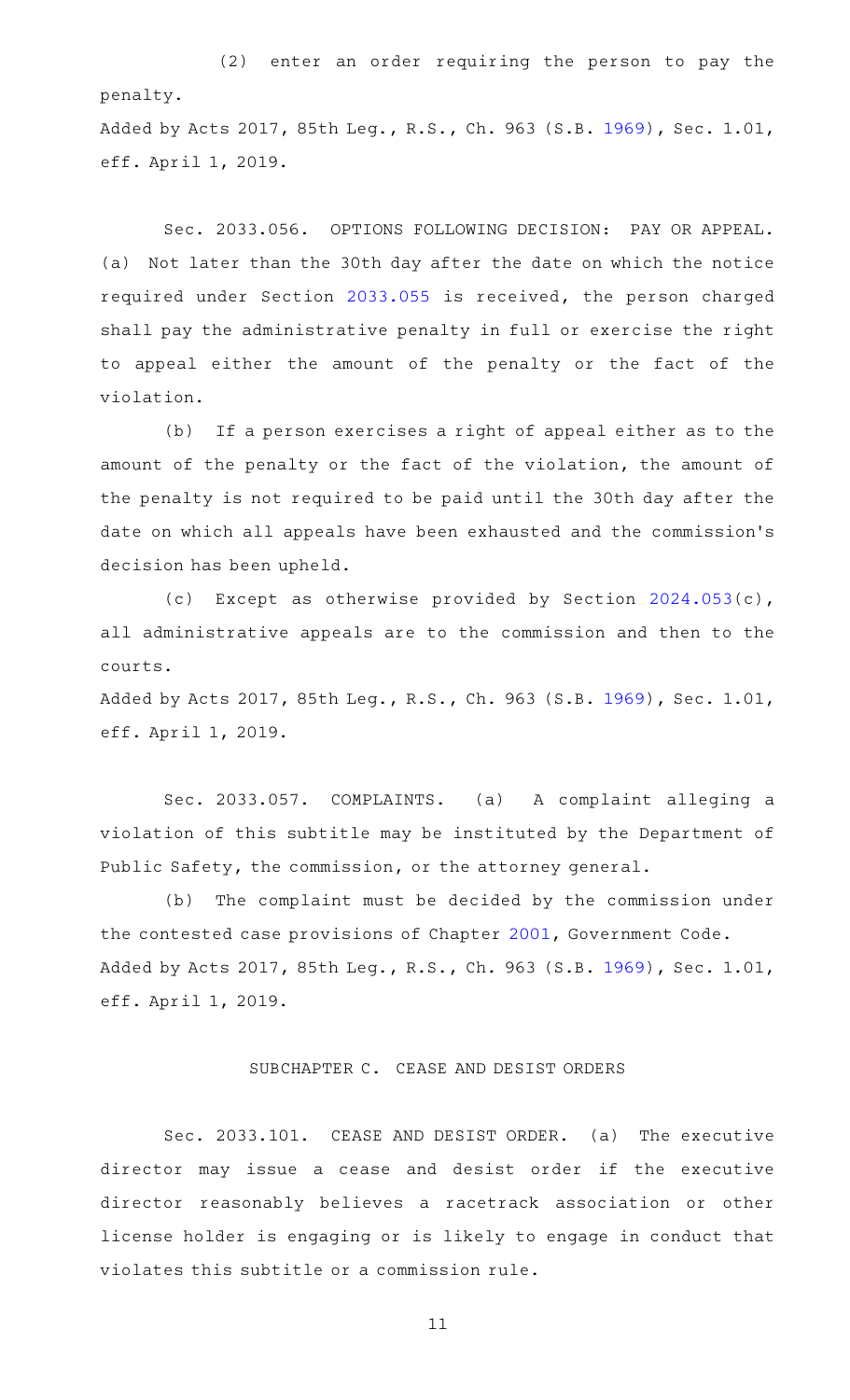(2) enter an order requiring the person to pay the penalty.

Added by Acts 2017, 85th Leg., R.S., Ch. 963 (S.B. 1969), Sec. 1.01, eff. April 1, 2019.

Sec. 2033.056. OPTIONS FOLLOWING DECISION: PAY OR APPEAL. (a) Not later than the 30th day after the date on which the notice required under Section 2033.055 is received, the person charged shall pay the administrative penalty in full or exercise the right to appeal either the amount of the penalty or the fact of the violation.

(b) If a person exercises a right of appeal either as to the amount of the penalty or the fact of the violation, the amount of the penalty is not required to be paid until the 30th day after the date on which all appeals have been exhausted and the commission's decision has been upheld.

(c) Except as otherwise provided by Section 2024.053(c), all administrative appeals are to the commission and then to the courts.

Added by Acts 2017, 85th Leg., R.S., Ch. 963 (S.B. 1969), Sec. 1.01, eff. April 1, 2019.

Sec. 2033.057. COMPLAINTS. (a) A complaint alleging a violation of this subtitle may be instituted by the Department of Public Safety, the commission, or the attorney general.

(b) The complaint must be decided by the commission under the contested case provisions of Chapter 2001, Government Code.

Added by Acts 2017, 85th Leg., R.S., Ch. 963 (S.B. 1969), Sec. 1.01, eff. April 1, 2019.

SUBCHAPTER C. CEASE AND DESIST ORDERS

Sec. 2033.101. CEASE AND DESIST ORDER. (a) The executive director may issue a cease and desist order if the executive director reasonably believes a racetrack association or other license holder is engaging or is likely to engage in conduct that violates this subtitle or a commission rule.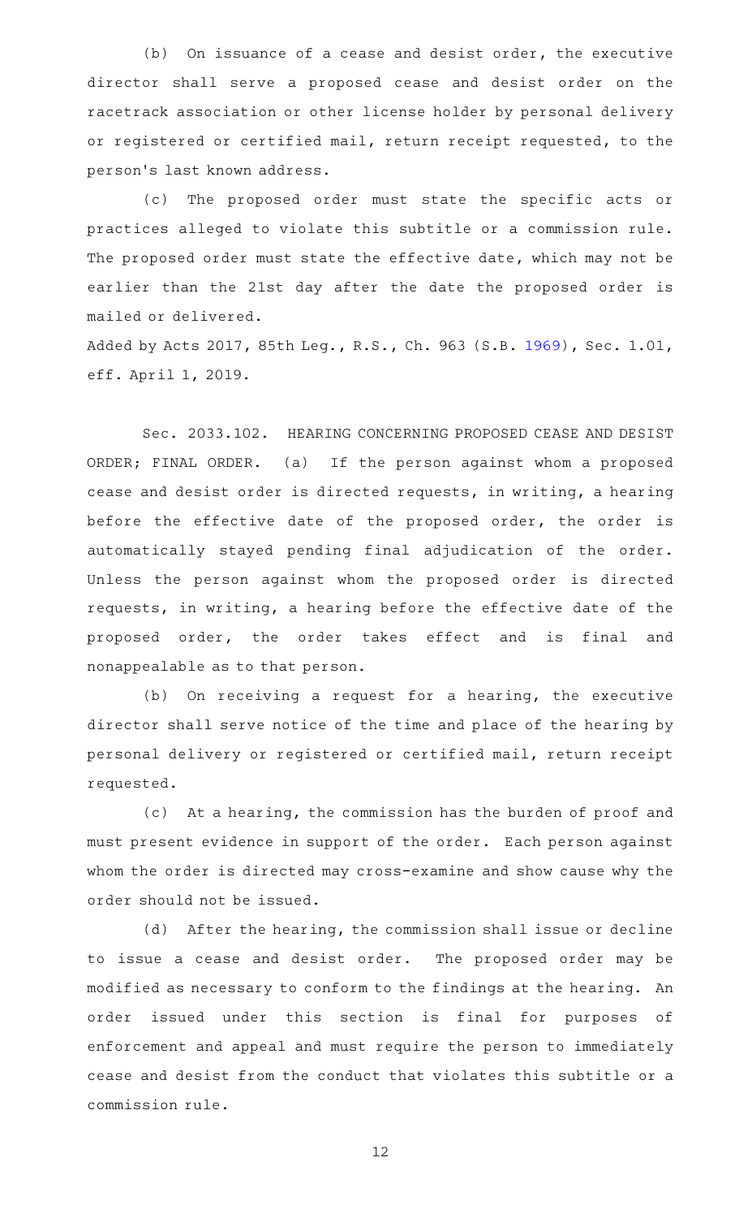(b) On issuance of a cease and desist order, the executive director shall serve a proposed cease and desist order on the racetrack association or other license holder by personal delivery or registered or certified mail, return receipt requested, to the person's last known address.

(c) The proposed order must state the specific acts or practices alleged to violate this subtitle or a commission rule. The proposed order must state the effective date, which may not be earlier than the 21st day after the date the proposed order is mailed or delivered.

Added by Acts 2017, 85th Leg., R.S., Ch. 963 (S.B. 1969), Sec. 1.01, eff. April 1, 2019.

Sec. 2033.102. HEARING CONCERNING PROPOSED CEASE AND DESIST ORDER; FINAL ORDER. (a) If the person against whom a proposed cease and desist order is directed requests, in writing, a hearing before the effective date of the proposed order, the order is automatically stayed pending final adjudication of the order. Unless the person against whom the proposed order is directed requests, in writing, a hearing before the effective date of the proposed order, the order takes effect and is final and nonappealable as to that person.

(b) On receiving a request for a hearing, the executive director shall serve notice of the time and place of the hearing by personal delivery or registered or certified mail, return receipt requested.

(c) At a hearing, the commission has the burden of proof and must present evidence in support of the order. Each person against whom the order is directed may cross-examine and show cause why the order should not be issued.

(d) After the hearing, the commission shall issue or decline to issue a cease and desist order. The proposed order may be modified as necessary to conform to the findings at the hearing. An order issued under this section is final for purposes of enforcement and appeal and must require the person to immediately cease and desist from the conduct that violates this subtitle or a commission rule.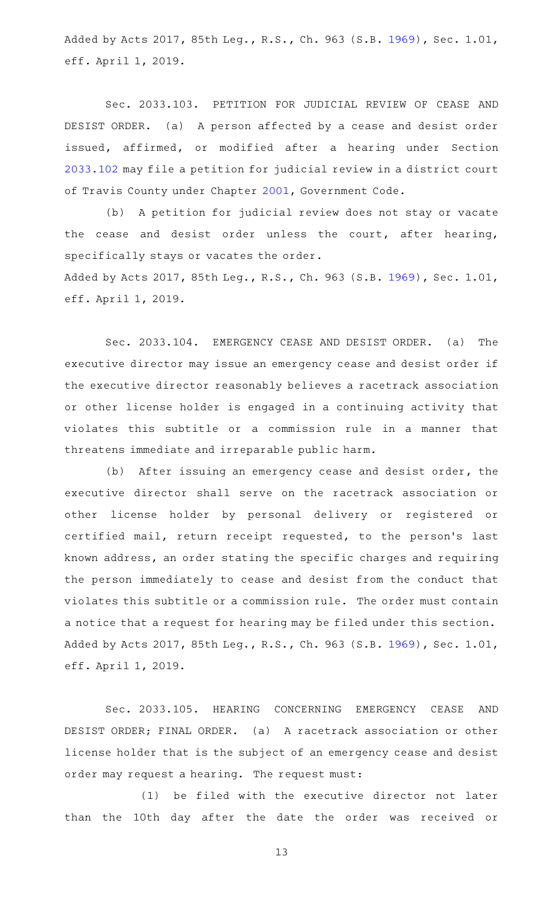Added by Acts 2017, 85th Leg., R.S., Ch. 963 (S.B. 1969), Sec. 1.01, eff. April 1, 2019.

Sec. 2033.103. PETITION FOR JUDICIAL REVIEW OF CEASE AND DESIST ORDER. (a) A person affected by a cease and desist order issued, affirmed, or modified after a hearing under Section 2033.102 may file a petition for judicial review in a district court of Travis County under Chapter 2001, Government Code.

(b) A petition for judicial review does not stay or vacate the cease and desist order unless the court, after hearing, specifically stays or vacates the order.

Added by Acts 2017, 85th Leg., R.S., Ch. 963 (S.B. 1969), Sec. 1.01, eff. April 1, 2019.

Sec. 2033.104. EMERGENCY CEASE AND DESIST ORDER. (a) The executive director may issue an emergency cease and desist order if the executive director reasonably believes a racetrack association or other license holder is engaged in a continuing activity that violates this subtitle or a commission rule in a manner that threatens immediate and irreparable public harm.

(b) After issuing an emergency cease and desist order, the executive director shall serve on the racetrack association or other license holder by personal delivery or registered or certified mail, return receipt requested, to the person's last known address, an order stating the specific charges and requiring the person immediately to cease and desist from the conduct that violates this subtitle or a commission rule. The order must contain a notice that a request for hearing may be filed under this section.

Added by Acts 2017, 85th Leg., R.S., Ch. 963 (S.B. 1969), Sec. 1.01, eff. April 1, 2019.

Sec. 2033.105. HEARING CONCERNING EMERGENCY CEASE AND DESIST ORDER; FINAL ORDER. (a) A racetrack association or other license holder that is the subject of an emergency cease and desist order may request a hearing. The request must:

(1) be filed with the executive director not later than the 10th day after the date the order was received or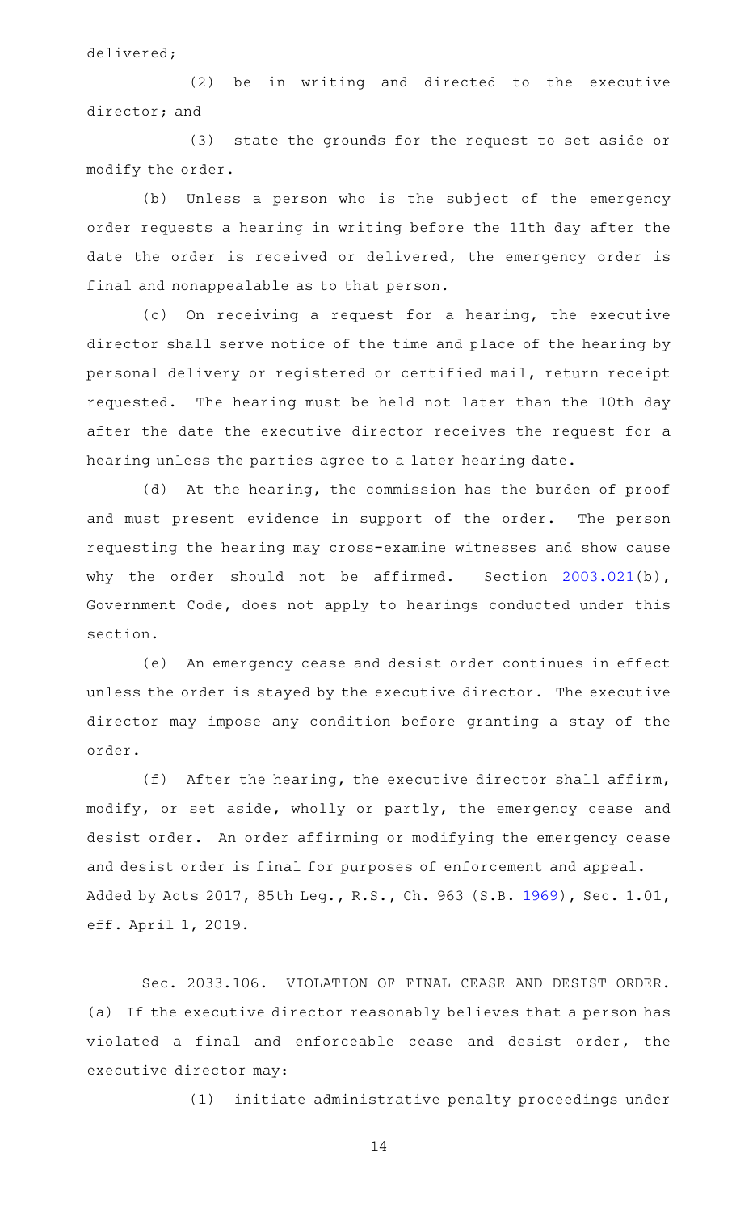delivered;

(2) be in writing and directed to the executive director; and

(3) state the grounds for the request to set aside or modify the order.

(b) Unless a person who is the subject of the emergency order requests a hearing in writing before the 11th day after the date the order is received or delivered, the emergency order is final and nonappealable as to that person.

(c) On receiving a request for a hearing, the executive director shall serve notice of the time and place of the hearing by personal delivery or registered or certified mail, return receipt requested. The hearing must be held not later than the 10th day after the date the executive director receives the request for a hearing unless the parties agree to a later hearing date.

(d) At the hearing, the commission has the burden of proof and must present evidence in support of the order. The person requesting the hearing may cross-examine witnesses and show cause why the order should not be affirmed. Section 2003.021(b), Government Code, does not apply to hearings conducted under this section.

(e) An emergency cease and desist order continues in effect unless the order is stayed by the executive director. The executive director may impose any condition before granting a stay of the order.

(f) After the hearing, the executive director shall affirm, modify, or set aside, wholly or partly, the emergency cease and desist order. An order affirming or modifying the emergency cease and desist order is final for purposes of enforcement and appeal.

Added by Acts 2017, 85th Leg., R.S., Ch. 963 (S.B. 1969), Sec. 1.01, eff. April 1, 2019.

Sec. 2033.106. VIOLATION OF FINAL CEASE AND DESIST ORDER. (a) If the executive director reasonably believes that a person has violated a final and enforceable cease and desist order, the executive director may:

(1) initiate administrative penalty proceedings under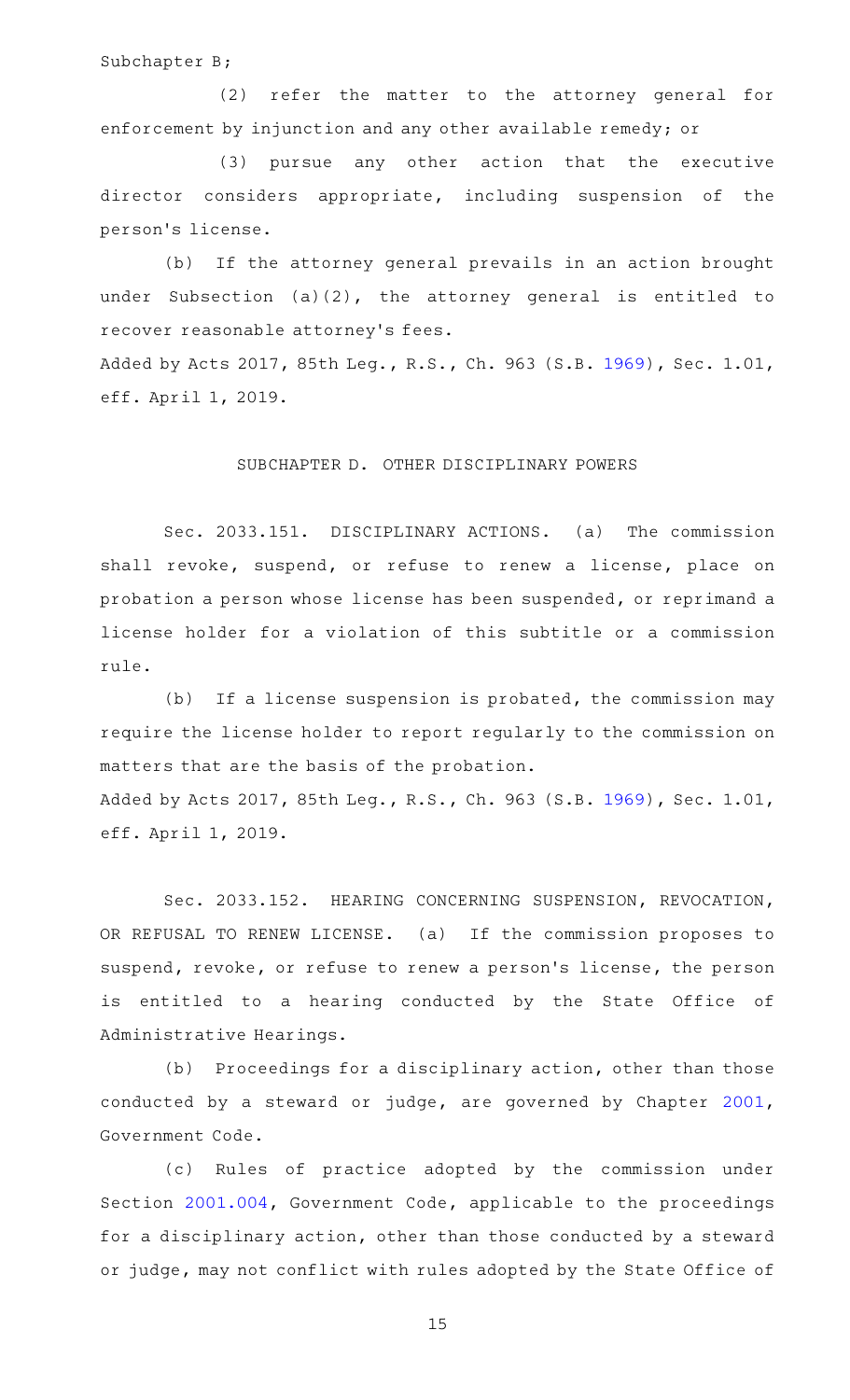Subchapter B;

(2) refer the matter to the attorney general for enforcement by injunction and any other available remedy; or

(3) pursue any other action that the executive director considers appropriate, including suspension of the person's license.

(b) If the attorney general prevails in an action brought under Subsection (a)(2), the attorney general is entitled to recover reasonable attorney's fees.

Added by Acts 2017, 85th Leg., R.S., Ch. 963 (S.B. 1969), Sec. 1.01, eff. April 1, 2019.

## SUBCHAPTER D. OTHER DISCIPLINARY POWERS

Sec. 2033.151. DISCIPLINARY ACTIONS. (a) The commission shall revoke, suspend, or refuse to renew a license, place on probation a person whose license has been suspended, or reprimand a license holder for a violation of this subtitle or a commission rule.

(b) If a license suspension is probated, the commission may require the license holder to report regularly to the commission on matters that are the basis of the probation.

Added by Acts 2017, 85th Leg., R.S., Ch. 963 (S.B. 1969), Sec. 1.01, eff. April 1, 2019.

Sec. 2033.152. HEARING CONCERNING SUSPENSION, REVOCATION, OR REFUSAL TO RENEW LICENSE. (a) If the commission proposes to suspend, revoke, or refuse to renew a person's license, the person is entitled to a hearing conducted by the State Office of Administrative Hearings.

(b) Proceedings for a disciplinary action, other than those conducted by a steward or judge, are governed by Chapter 2001, Government Code.

(c) Rules of practice adopted by the commission under Section 2001.004, Government Code, applicable to the proceedings for a disciplinary action, other than those conducted by a steward or judge, may not conflict with rules adopted by the State Office of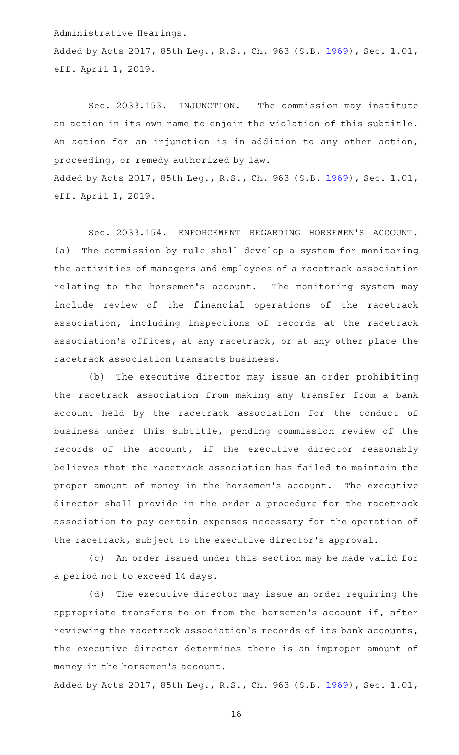Administrative Hearings.

Added by Acts 2017, 85th Leg., R.S., Ch. 963 (S.B. 1969), Sec. 1.01, eff. April 1, 2019.

Sec. 2033.153. INJUNCTION. The commission may institute an action in its own name to enjoin the violation of this subtitle. An action for an injunction is in addition to any other action, proceeding, or remedy authorized by law.

Added by Acts 2017, 85th Leg., R.S., Ch. 963 (S.B. 1969), Sec. 1.01, eff. April 1, 2019.

Sec. 2033.154. ENFORCEMENT REGARDING HORSEMEN'S ACCOUNT. (a) The commission by rule shall develop a system for monitoring the activities of managers and employees of a racetrack association relating to the horsemen's account. The monitoring system may include review of the financial operations of the racetrack association, including inspections of records at the racetrack association's offices, at any racetrack, or at any other place the racetrack association transacts business.

(b) The executive director may issue an order prohibiting the racetrack association from making any transfer from a bank account held by the racetrack association for the conduct of business under this subtitle, pending commission review of the records of the account, if the executive director reasonably believes that the racetrack association has failed to maintain the proper amount of money in the horsemen's account. The executive director shall provide in the order a procedure for the racetrack association to pay certain expenses necessary for the operation of the racetrack, subject to the executive director's approval.

(c) An order issued under this section may be made valid for a period not to exceed 14 days.

(d) The executive director may issue an order requiring the appropriate transfers to or from the horsemen's account if, after reviewing the racetrack association's records of its bank accounts, the executive director determines there is an improper amount of money in the horsemen's account.

Added by Acts 2017, 85th Leg., R.S., Ch. 963 (S.B. 1969), Sec. 1.01,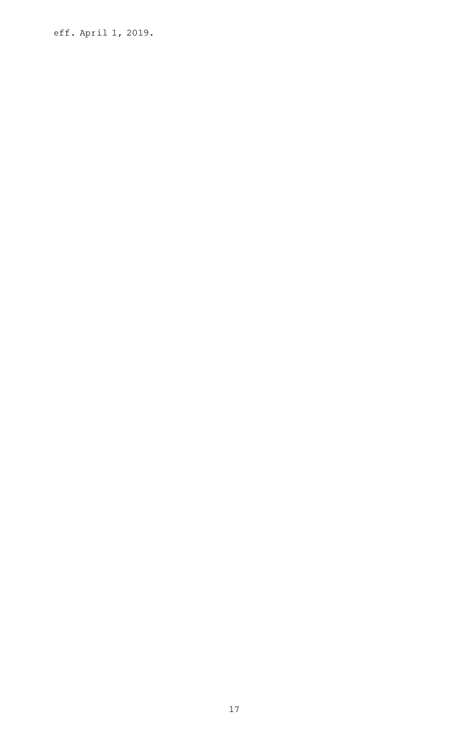eff. April 1, 2019.